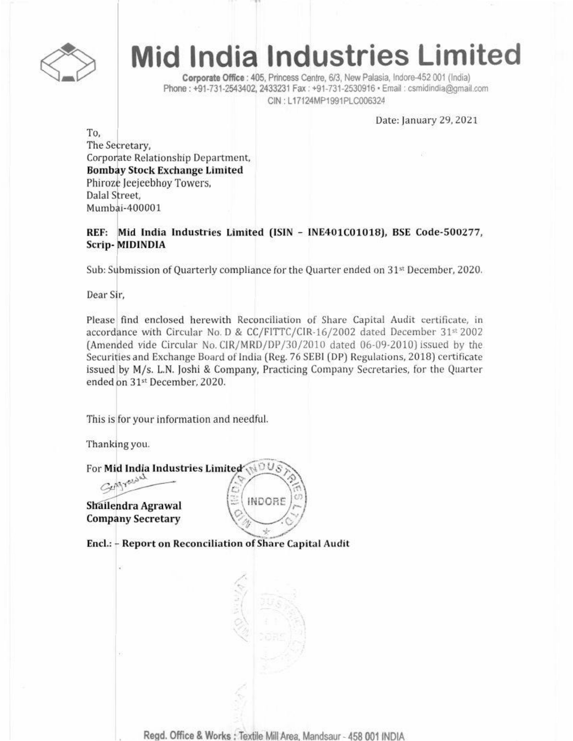# Mid India Industries Limited

**Corporate Office** : 405, Princess Centre, 6/3, New Palasia, Indore-452 001 (India)
Phone : +91-731-2543402, 2433231 Fax : +91-731-2530916 • Email : csmidindia@gmail.com
CIN : L17124MP1991PLC006324

Date: January 29, 2021

To,
The Secretary,
Corporate Relationship Department,
**Bombay Stock Exchange Limited**
Phiroze Jeejeebhoy Towers,
Dalal Street,
Mumbai-400001

**REF: Mid India Industries Limited (ISIN – INE401C01018), BSE Code-500277, Scrip- MIDINDIA**

Sub: Submission of Quarterly compliance for the Quarter ended on 31st December, 2020.

Dear Sir,

Please find enclosed herewith Reconciliation of Share Capital Audit certificate, in accordance with Circular No. D & CC/FITTC/CIR-16/2002 dated December 31st 2002 (Amended vide Circular No. CIR/MRD/DP/30/2010 dated 06-09-2010) issued by the Securities and Exchange Board of India (Reg. 76 SEBI (DP) Regulations, 2018) certificate issued by M/s. L.N. Joshi & Company, Practicing Company Secretaries, for the Quarter ended on 31st December, 2020.

This is for your information and needful.

Thanking you.

For **Mid India Industries Limited**

**Shailendra Agrawal**
**Company Secretary**

**Encl.: - Report on Reconciliation of Share Capital Audit**

Regd. Office & Works : Textile Mill Area, Mandsaur - 458 001 INDIA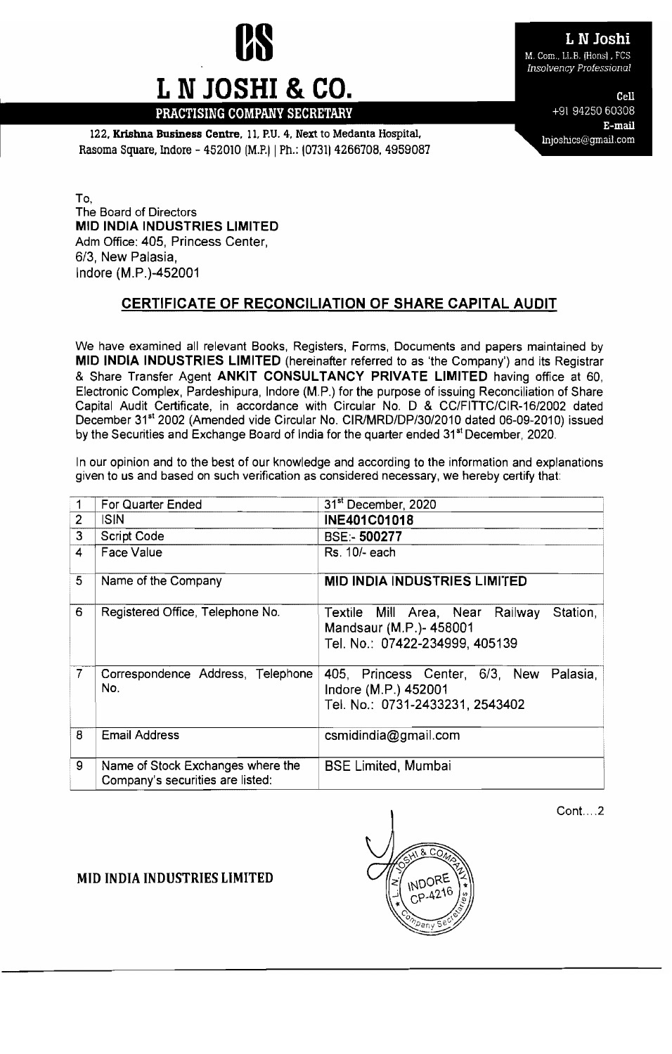# L N JOSHI & CO.

**PRACTISING COMPANY SECRETARY**

122, **Krishna Business Centre**, 11, P.U. 4, Next to Medanta Hospital, Rasoma Square, Indore - 452010 (M.P.) | Ph.: (0731) 4266708, 4959087

**L N Joshi**
M. Com., LL.B. (Hons), FCS
*Insolvency Professional*

**Cell**
+91 94250 60308
**E-mail**
lnjoshics@gmail.com

To,
The Board of Directors
**MID INDIA INDUSTRIES LIMITED**
Adm Office: 405, Princess Center,
6/3, New Palasia,
Indore (M.P.)-452001

## CERTIFICATE OF RECONCILIATION OF SHARE CAPITAL AUDIT

We have examined all relevant Books, Registers, Forms, Documents and papers maintained by **MID INDIA INDUSTRIES LIMITED** (hereinafter referred to as 'the Company') and its Registrar & Share Transfer Agent **ANKIT CONSULTANCY PRIVATE LIMITED** having office at 60, Electronic Complex, Pardeshipura, Indore (M.P.) for the purpose of issuing Reconciliation of Share Capital Audit Certificate, in accordance with Circular No. D & CC/FITTC/CIR-16/2002 dated December 31st 2002 (Amended vide Circular No. CIR/MRD/DP/30/2010 dated 06-09-2010) issued by the Securities and Exchange Board of India for the quarter ended 31st December, 2020.

In our opinion and to the best of our knowledge and according to the information and explanations given to us and based on such verification as considered necessary, we hereby certify that:

| | | |
|---|---|---|
| 1 | For Quarter Ended | 31st December, 2020 |
| 2 | ISIN | **INE401C01018** |
| 3 | Script Code | BSE:- **500277** |
| 4 | Face Value | Rs. 10/- each |
| 5 | Name of the Company | **MID INDIA INDUSTRIES LIMITED** |
| 6 | Registered Office, Telephone No. | Textile Mill Area, Near Railway Station, Mandsaur (M.P.)- 458001<br>Tel. No.: 07422-234999, 405139 |
| 7 | Correspondence Address, Telephone No. | 405, Princess Center, 6/3, New Palasia, Indore (M.P.) 452001<br>Tel. No.: 0731-2433231, 2543402 |
| 8 | Email Address | csmidindia@gmail.com |
| 9 | Name of Stock Exchanges where the Company's securities are listed: | BSE Limited, Mumbai |

Cont....2

**MID INDIA INDUSTRIES LIMITED**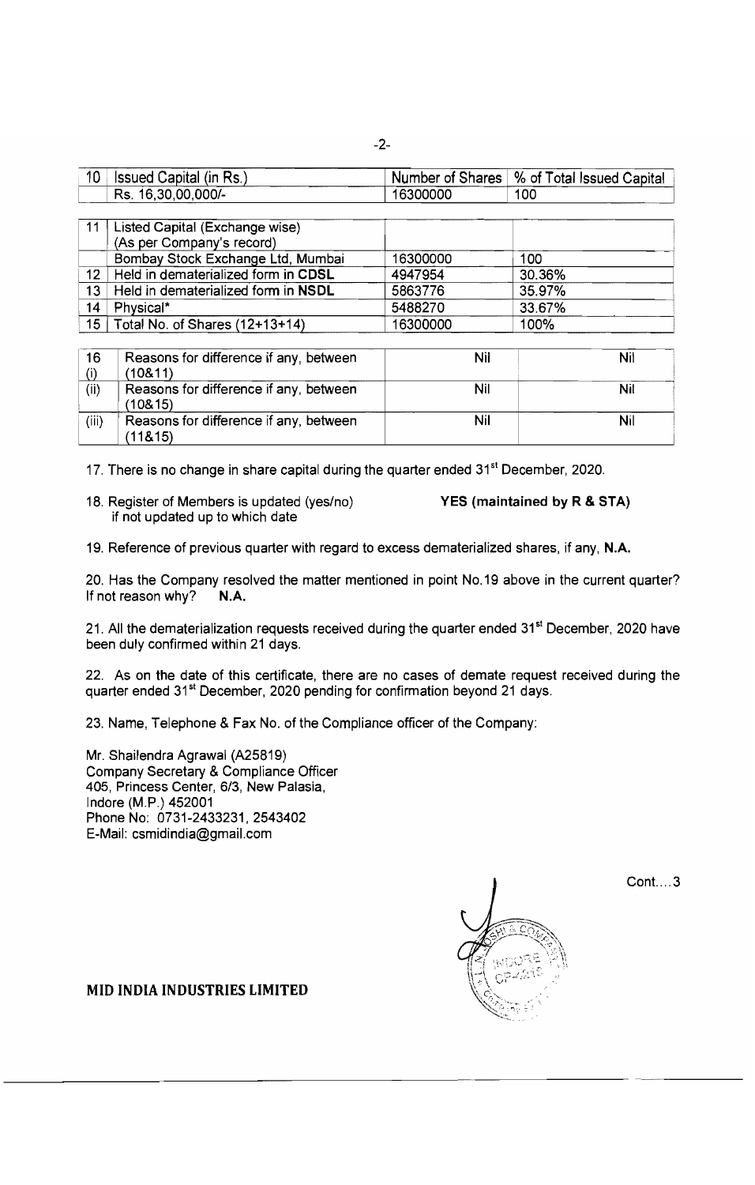| 10 | Issued Capital (in Rs.) | Number of Shares | % of Total Issued Capital |
|---|---|---|---|
| | Rs. 16,30,00,000/- | 16300000 | 100 |

| 11 | Listed Capital (Exchange wise) (As per Company's record) | | |
|---|---|---|---|
| | Bombay Stock Exchange Ltd, Mumbai | 16300000 | 100 |
| 12 | Held in dematerialized form in **CDSL** | 4947954 | 30.36% |
| 13 | Held in dematerialized form in **NSDL** | 5863776 | 35.97% |
| 14 | Physical* | 5488270 | 33.67% |
| 15 | Total No. of Shares (12+13+14) | 16300000 | 100% |

| 16 (i) | Reasons for difference if any, between (10&11) | Nil | Nil |
|---|---|---|---|
| (ii) | Reasons for difference if any, between (10&15) | Nil | Nil |
| (iii) | Reasons for difference if any, between (11&15) | Nil | Nil |

17. There is no change in share capital during the quarter ended 31st December, 2020.

18. Register of Members is updated (yes/no) if not updated up to which date **YES (maintained by R & STA)**

19. Reference of previous quarter with regard to excess dematerialized shares, if any, **N.A.**

20. Has the Company resolved the matter mentioned in point No.19 above in the current quarter? If not reason why? **N.A.**

21. All the dematerialization requests received during the quarter ended 31st December, 2020 have been duly confirmed within 21 days.

22. As on the date of this certificate, there are no cases of demate request received during the quarter ended 31st December, 2020 pending for confirmation beyond 21 days.

23. Name, Telephone & Fax No. of the Compliance officer of the Company:

Mr. Shailendra Agrawal (A25819)
Company Secretary & Compliance Officer
405, Princess Center, 6/3, New Palasia,
Indore (M.P.) 452001
Phone No: 0731-2433231, 2543402
E-Mail: csmidindia@gmail.com

Cont....3

**MID INDIA INDUSTRIES LIMITED**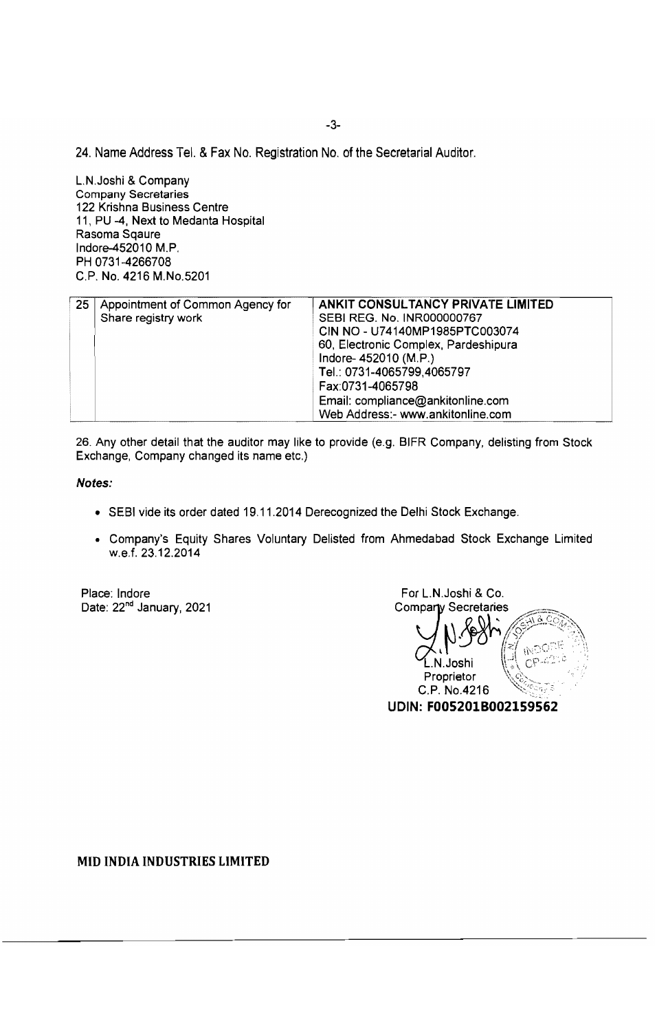24. Name Address Tel. & Fax No. Registration No. of the Secretarial Auditor.

L.N.Joshi & Company
Company Secretaries
122 Krishna Business Centre
11, PU -4, Next to Medanta Hospital
Rasoma Sqaure
Indore-452010 M.P.
PH 0731-4266708
C.P. No. 4216 M.No.5201

| | | |
|---|---|---|
| 25 | Appointment of Common Agency for Share registry work | **ANKIT CONSULTANCY PRIVATE LIMITED**<br>SEBI REG. No. INR000000767<br>CIN NO - U74140MP1985PTC003074<br>60, Electronic Complex, Pardeshipura<br>Indore- 452010 (M.P.)<br>Tel.: 0731-4065799,4065797<br>Fax:0731-4065798<br>Email: compliance@ankitonline.com<br>Web Address:- www.ankitonline.com |

26. Any other detail that the auditor may like to provide (e.g. BIFR Company, delisting from Stock Exchange, Company changed its name etc.)

***Notes:***

- SEBI vide its order dated 19.11.2014 Derecognized the Delhi Stock Exchange.
- Company's Equity Shares Voluntary Delisted from Ahmedabad Stock Exchange Limited w.e.f. 23.12.2014

Place: Indore
Date: 22nd January, 2021

For L.N.Joshi & Co.
Company Secretaries

L.N.Joshi
Proprietor
C.P. No.4216
**UDIN: F005201B002159562**

**MID INDIA INDUSTRIES LIMITED**